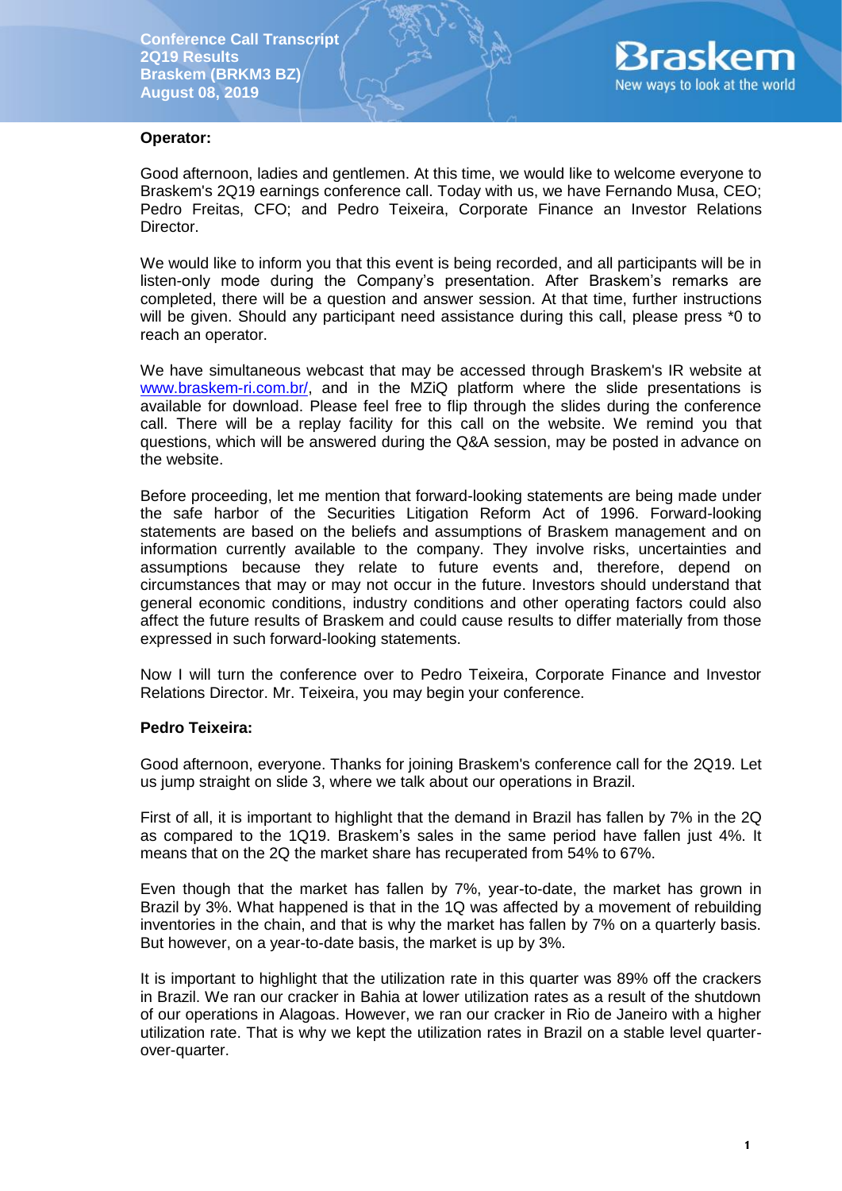Conference Call Transcript
2Q19 Results
Braskem (BRKM3 BZ)
August 08, 2019

**Operator:**

Good afternoon, ladies and gentlemen. At this time, we would like to welcome everyone to Braskem's 2Q19 earnings conference call. Today with us, we have Fernando Musa, CEO; Pedro Freitas, CFO; and Pedro Teixeira, Corporate Finance an Investor Relations Director.

We would like to inform you that this event is being recorded, and all participants will be in listen-only mode during the Company's presentation. After Braskem's remarks are completed, there will be a question and answer session. At that time, further instructions will be given. Should any participant need assistance during this call, please press *0 to reach an operator.

We have simultaneous webcast that may be accessed through Braskem's IR website at www.braskem-ri.com.br/, and in the MZiQ platform where the slide presentations is available for download. Please feel free to flip through the slides during the conference call. There will be a replay facility for this call on the website. We remind you that questions, which will be answered during the Q&A session, may be posted in advance on the website.

Before proceeding, let me mention that forward-looking statements are being made under the safe harbor of the Securities Litigation Reform Act of 1996. Forward-looking statements are based on the beliefs and assumptions of Braskem management and on information currently available to the company. They involve risks, uncertainties and assumptions because they relate to future events and, therefore, depend on circumstances that may or may not occur in the future. Investors should understand that general economic conditions, industry conditions and other operating factors could also affect the future results of Braskem and could cause results to differ materially from those expressed in such forward-looking statements.

Now I will turn the conference over to Pedro Teixeira, Corporate Finance and Investor Relations Director. Mr. Teixeira, you may begin your conference.

**Pedro Teixeira:**

Good afternoon, everyone. Thanks for joining Braskem's conference call for the 2Q19. Let us jump straight on slide 3, where we talk about our operations in Brazil.

First of all, it is important to highlight that the demand in Brazil has fallen by 7% in the 2Q as compared to the 1Q19. Braskem's sales in the same period have fallen just 4%. It means that on the 2Q the market share has recuperated from 54% to 67%.

Even though that the market has fallen by 7%, year-to-date, the market has grown in Brazil by 3%. What happened is that in the 1Q was affected by a movement of rebuilding inventories in the chain, and that is why the market has fallen by 7% on a quarterly basis. But however, on a year-to-date basis, the market is up by 3%.

It is important to highlight that the utilization rate in this quarter was 89% off the crackers in Brazil. We ran our cracker in Bahia at lower utilization rates as a result of the shutdown of our operations in Alagoas. However, we ran our cracker in Rio de Janeiro with a higher utilization rate. That is why we kept the utilization rates in Brazil on a stable level quarter-over-quarter.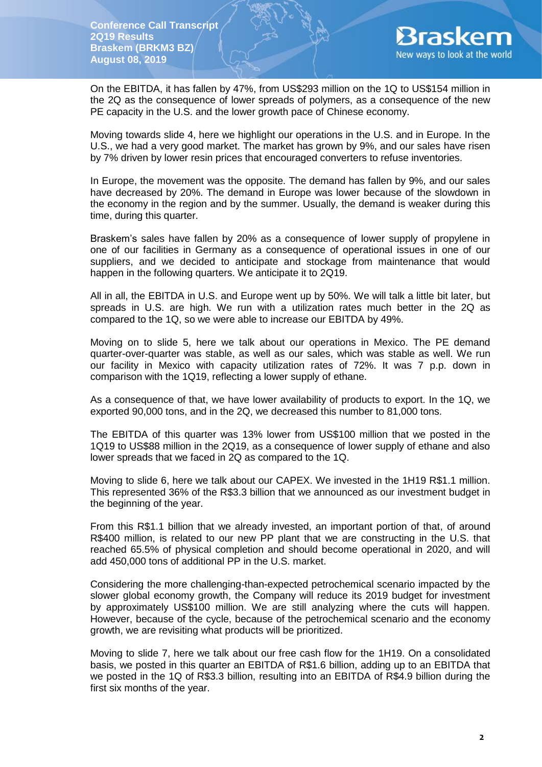On the EBITDA, it has fallen by 47%, from US$293 million on the 1Q to US$154 million in the 2Q as the consequence of lower spreads of polymers, as a consequence of the new PE capacity in the U.S. and the lower growth pace of Chinese economy.

Moving towards slide 4, here we highlight our operations in the U.S. and in Europe. In the U.S., we had a very good market. The market has grown by 9%, and our sales have risen by 7% driven by lower resin prices that encouraged converters to refuse inventories.

In Europe, the movement was the opposite. The demand has fallen by 9%, and our sales have decreased by 20%. The demand in Europe was lower because of the slowdown in the economy in the region and by the summer. Usually, the demand is weaker during this time, during this quarter.

Braskem's sales have fallen by 20% as a consequence of lower supply of propylene in one of our facilities in Germany as a consequence of operational issues in one of our suppliers, and we decided to anticipate and stockage from maintenance that would happen in the following quarters. We anticipate it to 2Q19.

All in all, the EBITDA in U.S. and Europe went up by 50%. We will talk a little bit later, but spreads in U.S. are high. We run with a utilization rates much better in the 2Q as compared to the 1Q, so we were able to increase our EBITDA by 49%.

Moving on to slide 5, here we talk about our operations in Mexico. The PE demand quarter-over-quarter was stable, as well as our sales, which was stable as well. We run our facility in Mexico with capacity utilization rates of 72%. It was 7 p.p. down in comparison with the 1Q19, reflecting a lower supply of ethane.

As a consequence of that, we have lower availability of products to export. In the 1Q, we exported 90,000 tons, and in the 2Q, we decreased this number to 81,000 tons.

The EBITDA of this quarter was 13% lower from US$100 million that we posted in the 1Q19 to US$88 million in the 2Q19, as a consequence of lower supply of ethane and also lower spreads that we faced in 2Q as compared to the 1Q.

Moving to slide 6, here we talk about our CAPEX. We invested in the 1H19 R$1.1 million. This represented 36% of the R$3.3 billion that we announced as our investment budget in the beginning of the year.

From this R$1.1 billion that we already invested, an important portion of that, of around R$400 million, is related to our new PP plant that we are constructing in the U.S. that reached 65.5% of physical completion and should become operational in 2020, and will add 450,000 tons of additional PP in the U.S. market.

Considering the more challenging-than-expected petrochemical scenario impacted by the slower global economy growth, the Company will reduce its 2019 budget for investment by approximately US$100 million. We are still analyzing where the cuts will happen. However, because of the cycle, because of the petrochemical scenario and the economy growth, we are revisiting what products will be prioritized.

Moving to slide 7, here we talk about our free cash flow for the 1H19. On a consolidated basis, we posted in this quarter an EBITDA of R$1.6 billion, adding up to an EBITDA that we posted in the 1Q of R$3.3 billion, resulting into an EBITDA of R$4.9 billion during the first six months of the year.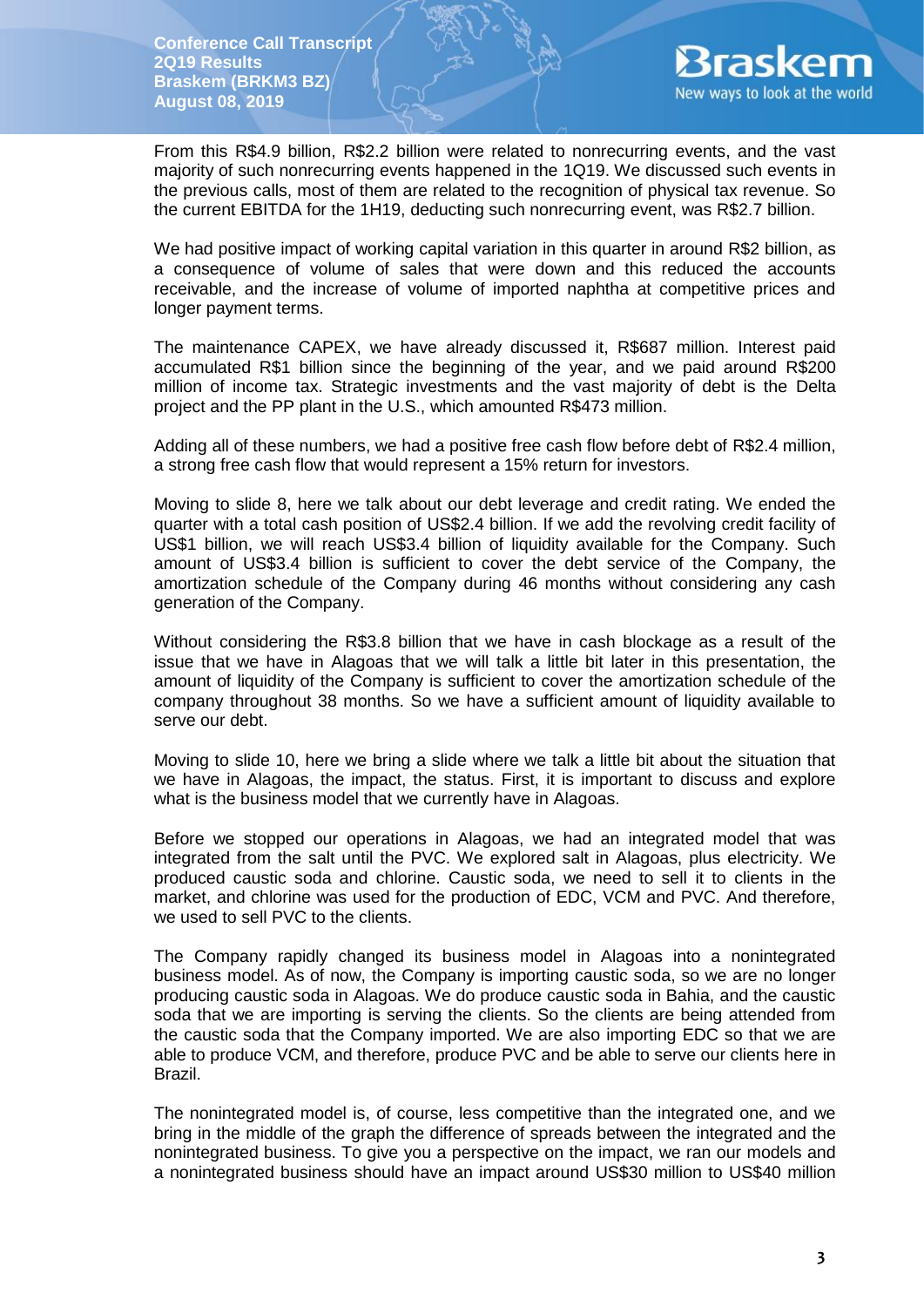From this R$4.9 billion, R$2.2 billion were related to nonrecurring events, and the vast majority of such nonrecurring events happened in the 1Q19. We discussed such events in the previous calls, most of them are related to the recognition of physical tax revenue. So the current EBITDA for the 1H19, deducting such nonrecurring event, was R$2.7 billion.

We had positive impact of working capital variation in this quarter in around R$2 billion, as a consequence of volume of sales that were down and this reduced the accounts receivable, and the increase of volume of imported naphtha at competitive prices and longer payment terms.

The maintenance CAPEX, we have already discussed it, R$687 million. Interest paid accumulated R$1 billion since the beginning of the year, and we paid around R$200 million of income tax. Strategic investments and the vast majority of debt is the Delta project and the PP plant in the U.S., which amounted R$473 million.

Adding all of these numbers, we had a positive free cash flow before debt of R$2.4 million, a strong free cash flow that would represent a 15% return for investors.

Moving to slide 8, here we talk about our debt leverage and credit rating. We ended the quarter with a total cash position of US$2.4 billion. If we add the revolving credit facility of US$1 billion, we will reach US$3.4 billion of liquidity available for the Company. Such amount of US$3.4 billion is sufficient to cover the debt service of the Company, the amortization schedule of the Company during 46 months without considering any cash generation of the Company.

Without considering the R$3.8 billion that we have in cash blockage as a result of the issue that we have in Alagoas that we will talk a little bit later in this presentation, the amount of liquidity of the Company is sufficient to cover the amortization schedule of the company throughout 38 months. So we have a sufficient amount of liquidity available to serve our debt.

Moving to slide 10, here we bring a slide where we talk a little bit about the situation that we have in Alagoas, the impact, the status. First, it is important to discuss and explore what is the business model that we currently have in Alagoas.

Before we stopped our operations in Alagoas, we had an integrated model that was integrated from the salt until the PVC. We explored salt in Alagoas, plus electricity. We produced caustic soda and chlorine. Caustic soda, we need to sell it to clients in the market, and chlorine was used for the production of EDC, VCM and PVC. And therefore, we used to sell PVC to the clients.

The Company rapidly changed its business model in Alagoas into a nonintegrated business model. As of now, the Company is importing caustic soda, so we are no longer producing caustic soda in Alagoas. We do produce caustic soda in Bahia, and the caustic soda that we are importing is serving the clients. So the clients are being attended from the caustic soda that the Company imported. We are also importing EDC so that we are able to produce VCM, and therefore, produce PVC and be able to serve our clients here in Brazil.

The nonintegrated model is, of course, less competitive than the integrated one, and we bring in the middle of the graph the difference of spreads between the integrated and the nonintegrated business. To give you a perspective on the impact, we ran our models and a nonintegrated business should have an impact around US$30 million to US$40 million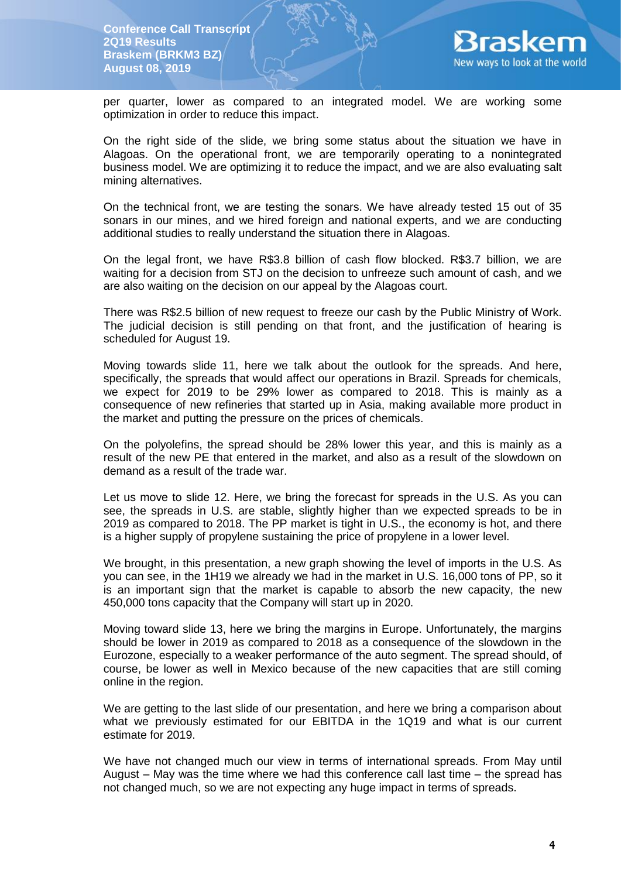per quarter, lower as compared to an integrated model. We are working some optimization in order to reduce this impact.

On the right side of the slide, we bring some status about the situation we have in Alagoas. On the operational front, we are temporarily operating to a nonintegrated business model. We are optimizing it to reduce the impact, and we are also evaluating salt mining alternatives.

On the technical front, we are testing the sonars. We have already tested 15 out of 35 sonars in our mines, and we hired foreign and national experts, and we are conducting additional studies to really understand the situation there in Alagoas.

On the legal front, we have R$3.8 billion of cash flow blocked. R$3.7 billion, we are waiting for a decision from STJ on the decision to unfreeze such amount of cash, and we are also waiting on the decision on our appeal by the Alagoas court.

There was R$2.5 billion of new request to freeze our cash by the Public Ministry of Work. The judicial decision is still pending on that front, and the justification of hearing is scheduled for August 19.

Moving towards slide 11, here we talk about the outlook for the spreads. And here, specifically, the spreads that would affect our operations in Brazil. Spreads for chemicals, we expect for 2019 to be 29% lower as compared to 2018. This is mainly as a consequence of new refineries that started up in Asia, making available more product in the market and putting the pressure on the prices of chemicals.

On the polyolefins, the spread should be 28% lower this year, and this is mainly as a result of the new PE that entered in the market, and also as a result of the slowdown on demand as a result of the trade war.

Let us move to slide 12. Here, we bring the forecast for spreads in the U.S. As you can see, the spreads in U.S. are stable, slightly higher than we expected spreads to be in 2019 as compared to 2018. The PP market is tight in U.S., the economy is hot, and there is a higher supply of propylene sustaining the price of propylene in a lower level.

We brought, in this presentation, a new graph showing the level of imports in the U.S. As you can see, in the 1H19 we already we had in the market in U.S. 16,000 tons of PP, so it is an important sign that the market is capable to absorb the new capacity, the new 450,000 tons capacity that the Company will start up in 2020.

Moving toward slide 13, here we bring the margins in Europe. Unfortunately, the margins should be lower in 2019 as compared to 2018 as a consequence of the slowdown in the Eurozone, especially to a weaker performance of the auto segment. The spread should, of course, be lower as well in Mexico because of the new capacities that are still coming online in the region.

We are getting to the last slide of our presentation, and here we bring a comparison about what we previously estimated for our EBITDA in the 1Q19 and what is our current estimate for 2019.

We have not changed much our view in terms of international spreads. From May until August – May was the time where we had this conference call last time – the spread has not changed much, so we are not expecting any huge impact in terms of spreads.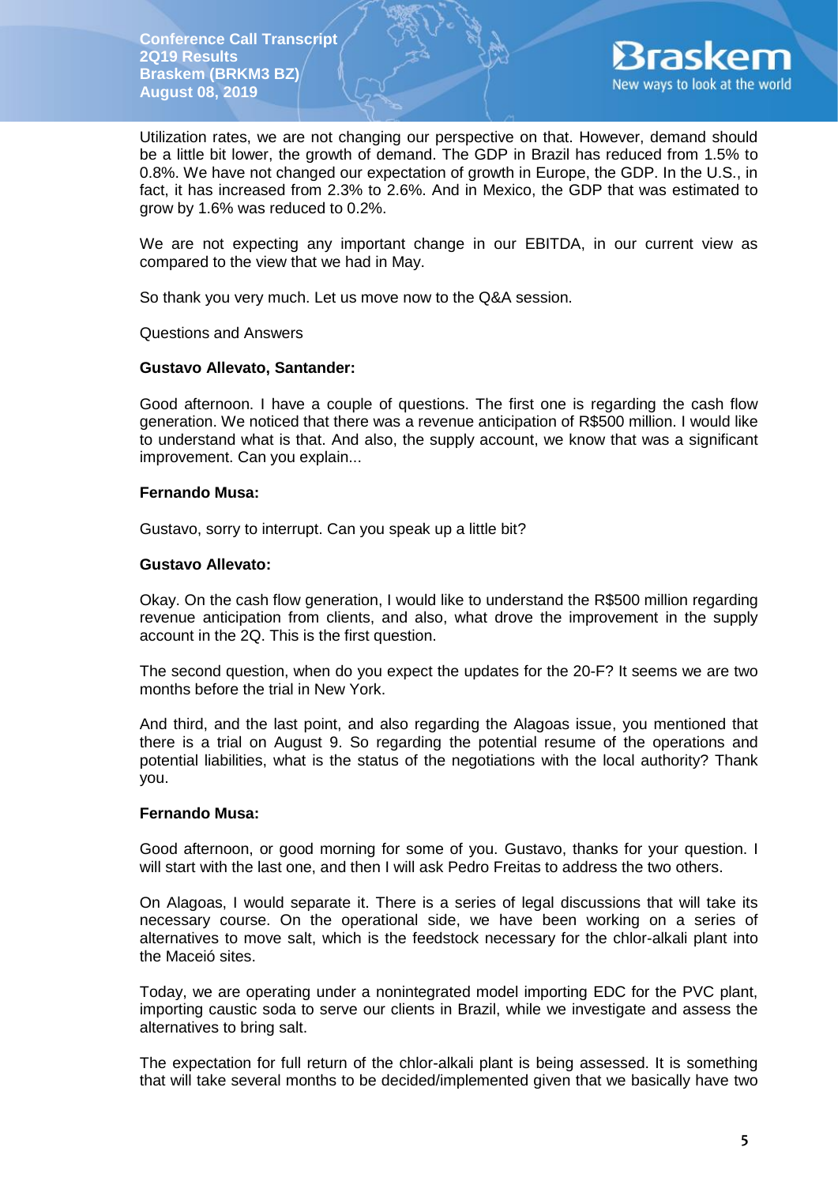Utilization rates, we are not changing our perspective on that. However, demand should be a little bit lower, the growth of demand. The GDP in Brazil has reduced from 1.5% to 0.8%. We have not changed our expectation of growth in Europe, the GDP. In the U.S., in fact, it has increased from 2.3% to 2.6%. And in Mexico, the GDP that was estimated to grow by 1.6% was reduced to 0.2%.

We are not expecting any important change in our EBITDA, in our current view as compared to the view that we had in May.

So thank you very much. Let us move now to the Q&A session.

Questions and Answers

**Gustavo Allevato, Santander:**

Good afternoon. I have a couple of questions. The first one is regarding the cash flow generation. We noticed that there was a revenue anticipation of R$500 million. I would like to understand what is that. And also, the supply account, we know that was a significant improvement. Can you explain...

**Fernando Musa:**

Gustavo, sorry to interrupt. Can you speak up a little bit?

**Gustavo Allevato:**

Okay. On the cash flow generation, I would like to understand the R$500 million regarding revenue anticipation from clients, and also, what drove the improvement in the supply account in the 2Q. This is the first question.

The second question, when do you expect the updates for the 20-F? It seems we are two months before the trial in New York.

And third, and the last point, and also regarding the Alagoas issue, you mentioned that there is a trial on August 9. So regarding the potential resume of the operations and potential liabilities, what is the status of the negotiations with the local authority? Thank you.

**Fernando Musa:**

Good afternoon, or good morning for some of you. Gustavo, thanks for your question. I will start with the last one, and then I will ask Pedro Freitas to address the two others.

On Alagoas, I would separate it. There is a series of legal discussions that will take its necessary course. On the operational side, we have been working on a series of alternatives to move salt, which is the feedstock necessary for the chlor-alkali plant into the Maceió sites.

Today, we are operating under a nonintegrated model importing EDC for the PVC plant, importing caustic soda to serve our clients in Brazil, while we investigate and assess the alternatives to bring salt.

The expectation for full return of the chlor-alkali plant is being assessed. It is something that will take several months to be decided/implemented given that we basically have two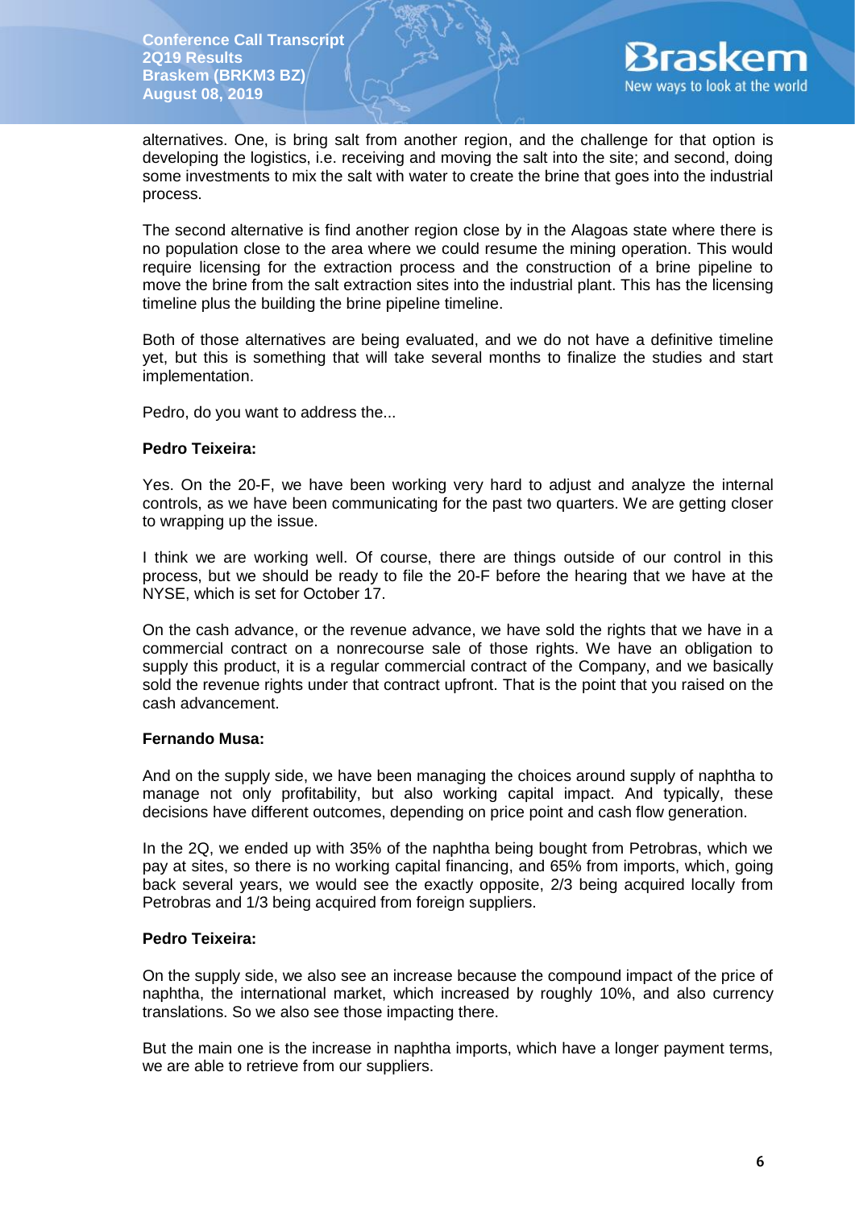alternatives. One, is bring salt from another region, and the challenge for that option is developing the logistics, i.e. receiving and moving the salt into the site; and second, doing some investments to mix the salt with water to create the brine that goes into the industrial process.

The second alternative is find another region close by in the Alagoas state where there is no population close to the area where we could resume the mining operation. This would require licensing for the extraction process and the construction of a brine pipeline to move the brine from the salt extraction sites into the industrial plant. This has the licensing timeline plus the building the brine pipeline timeline.

Both of those alternatives are being evaluated, and we do not have a definitive timeline yet, but this is something that will take several months to finalize the studies and start implementation.

Pedro, do you want to address the...

**Pedro Teixeira:**

Yes. On the 20-F, we have been working very hard to adjust and analyze the internal controls, as we have been communicating for the past two quarters. We are getting closer to wrapping up the issue.

I think we are working well. Of course, there are things outside of our control in this process, but we should be ready to file the 20-F before the hearing that we have at the NYSE, which is set for October 17.

On the cash advance, or the revenue advance, we have sold the rights that we have in a commercial contract on a nonrecourse sale of those rights. We have an obligation to supply this product, it is a regular commercial contract of the Company, and we basically sold the revenue rights under that contract upfront. That is the point that you raised on the cash advancement.

**Fernando Musa:**

And on the supply side, we have been managing the choices around supply of naphtha to manage not only profitability, but also working capital impact. And typically, these decisions have different outcomes, depending on price point and cash flow generation.

In the 2Q, we ended up with 35% of the naphtha being bought from Petrobras, which we pay at sites, so there is no working capital financing, and 65% from imports, which, going back several years, we would see the exactly opposite, 2/3 being acquired locally from Petrobras and 1/3 being acquired from foreign suppliers.

**Pedro Teixeira:**

On the supply side, we also see an increase because the compound impact of the price of naphtha, the international market, which increased by roughly 10%, and also currency translations. So we also see those impacting there.

But the main one is the increase in naphtha imports, which have a longer payment terms, we are able to retrieve from our suppliers.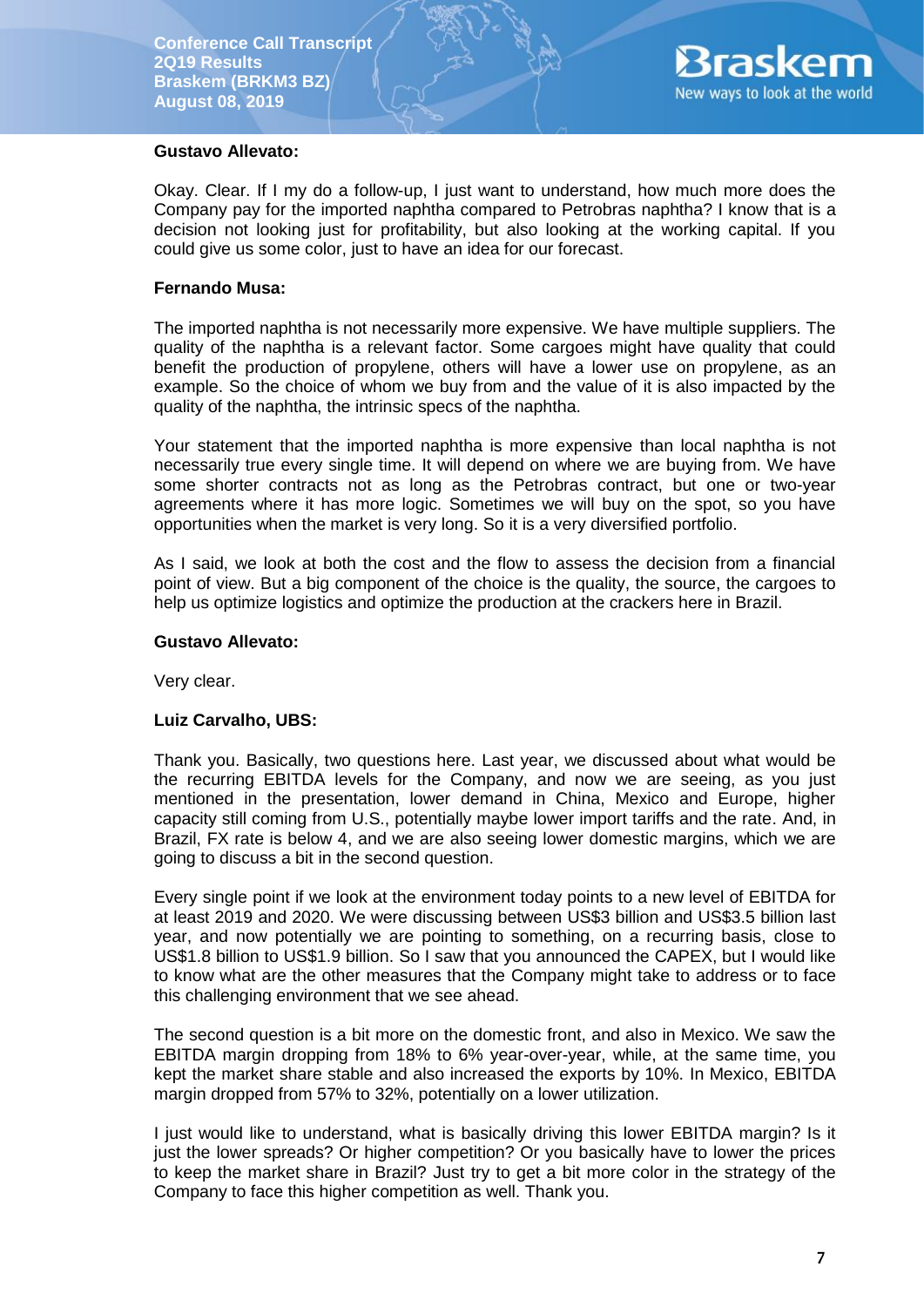**Gustavo Allevato:**

Okay. Clear. If I my do a follow-up, I just want to understand, how much more does the Company pay for the imported naphtha compared to Petrobras naphtha? I know that is a decision not looking just for profitability, but also looking at the working capital. If you could give us some color, just to have an idea for our forecast.

**Fernando Musa:**

The imported naphtha is not necessarily more expensive. We have multiple suppliers. The quality of the naphtha is a relevant factor. Some cargoes might have quality that could benefit the production of propylene, others will have a lower use on propylene, as an example. So the choice of whom we buy from and the value of it is also impacted by the quality of the naphtha, the intrinsic specs of the naphtha.

Your statement that the imported naphtha is more expensive than local naphtha is not necessarily true every single time. It will depend on where we are buying from. We have some shorter contracts not as long as the Petrobras contract, but one or two-year agreements where it has more logic. Sometimes we will buy on the spot, so you have opportunities when the market is very long. So it is a very diversified portfolio.

As I said, we look at both the cost and the flow to assess the decision from a financial point of view. But a big component of the choice is the quality, the source, the cargoes to help us optimize logistics and optimize the production at the crackers here in Brazil.

**Gustavo Allevato:**

Very clear.

**Luiz Carvalho, UBS:**

Thank you. Basically, two questions here. Last year, we discussed about what would be the recurring EBITDA levels for the Company, and now we are seeing, as you just mentioned in the presentation, lower demand in China, Mexico and Europe, higher capacity still coming from U.S., potentially maybe lower import tariffs and the rate. And, in Brazil, FX rate is below 4, and we are also seeing lower domestic margins, which we are going to discuss a bit in the second question.

Every single point if we look at the environment today points to a new level of EBITDA for at least 2019 and 2020. We were discussing between US$3 billion and US$3.5 billion last year, and now potentially we are pointing to something, on a recurring basis, close to US$1.8 billion to US$1.9 billion. So I saw that you announced the CAPEX, but I would like to know what are the other measures that the Company might take to address or to face this challenging environment that we see ahead.

The second question is a bit more on the domestic front, and also in Mexico. We saw the EBITDA margin dropping from 18% to 6% year-over-year, while, at the same time, you kept the market share stable and also increased the exports by 10%. In Mexico, EBITDA margin dropped from 57% to 32%, potentially on a lower utilization.

I just would like to understand, what is basically driving this lower EBITDA margin? Is it just the lower spreads? Or higher competition? Or you basically have to lower the prices to keep the market share in Brazil? Just try to get a bit more color in the strategy of the Company to face this higher competition as well. Thank you.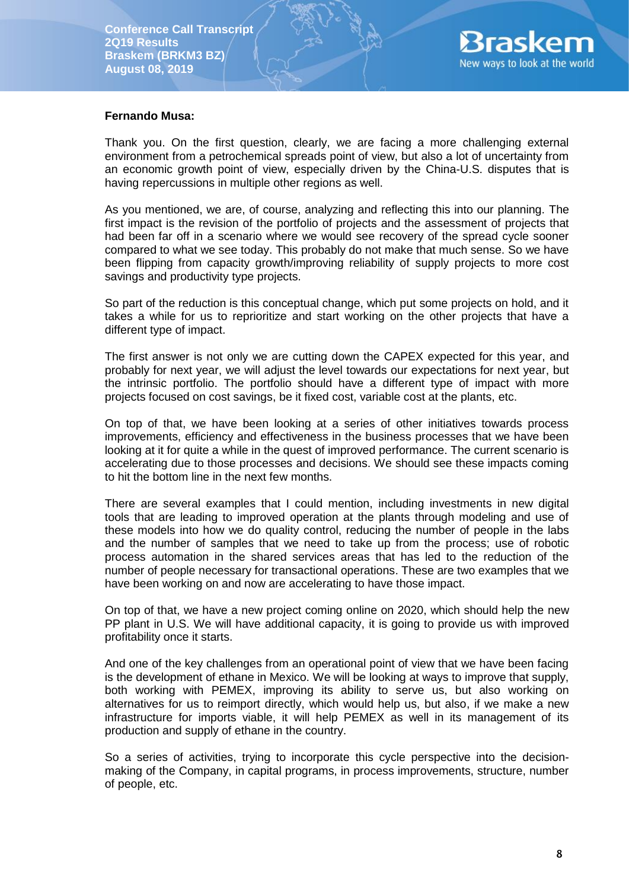**Fernando Musa:**

Thank you. On the first question, clearly, we are facing a more challenging external environment from a petrochemical spreads point of view, but also a lot of uncertainty from an economic growth point of view, especially driven by the China-U.S. disputes that is having repercussions in multiple other regions as well.

As you mentioned, we are, of course, analyzing and reflecting this into our planning. The first impact is the revision of the portfolio of projects and the assessment of projects that had been far off in a scenario where we would see recovery of the spread cycle sooner compared to what we see today. This probably do not make that much sense. So we have been flipping from capacity growth/improving reliability of supply projects to more cost savings and productivity type projects.

So part of the reduction is this conceptual change, which put some projects on hold, and it takes a while for us to reprioritize and start working on the other projects that have a different type of impact.

The first answer is not only we are cutting down the CAPEX expected for this year, and probably for next year, we will adjust the level towards our expectations for next year, but the intrinsic portfolio. The portfolio should have a different type of impact with more projects focused on cost savings, be it fixed cost, variable cost at the plants, etc.

On top of that, we have been looking at a series of other initiatives towards process improvements, efficiency and effectiveness in the business processes that we have been looking at it for quite a while in the quest of improved performance. The current scenario is accelerating due to those processes and decisions. We should see these impacts coming to hit the bottom line in the next few months.

There are several examples that I could mention, including investments in new digital tools that are leading to improved operation at the plants through modeling and use of these models into how we do quality control, reducing the number of people in the labs and the number of samples that we need to take up from the process; use of robotic process automation in the shared services areas that has led to the reduction of the number of people necessary for transactional operations. These are two examples that we have been working on and now are accelerating to have those impact.

On top of that, we have a new project coming online on 2020, which should help the new PP plant in U.S. We will have additional capacity, it is going to provide us with improved profitability once it starts.

And one of the key challenges from an operational point of view that we have been facing is the development of ethane in Mexico. We will be looking at ways to improve that supply, both working with PEMEX, improving its ability to serve us, but also working on alternatives for us to reimport directly, which would help us, but also, if we make a new infrastructure for imports viable, it will help PEMEX as well in its management of its production and supply of ethane in the country.

So a series of activities, trying to incorporate this cycle perspective into the decision-making of the Company, in capital programs, in process improvements, structure, number of people, etc.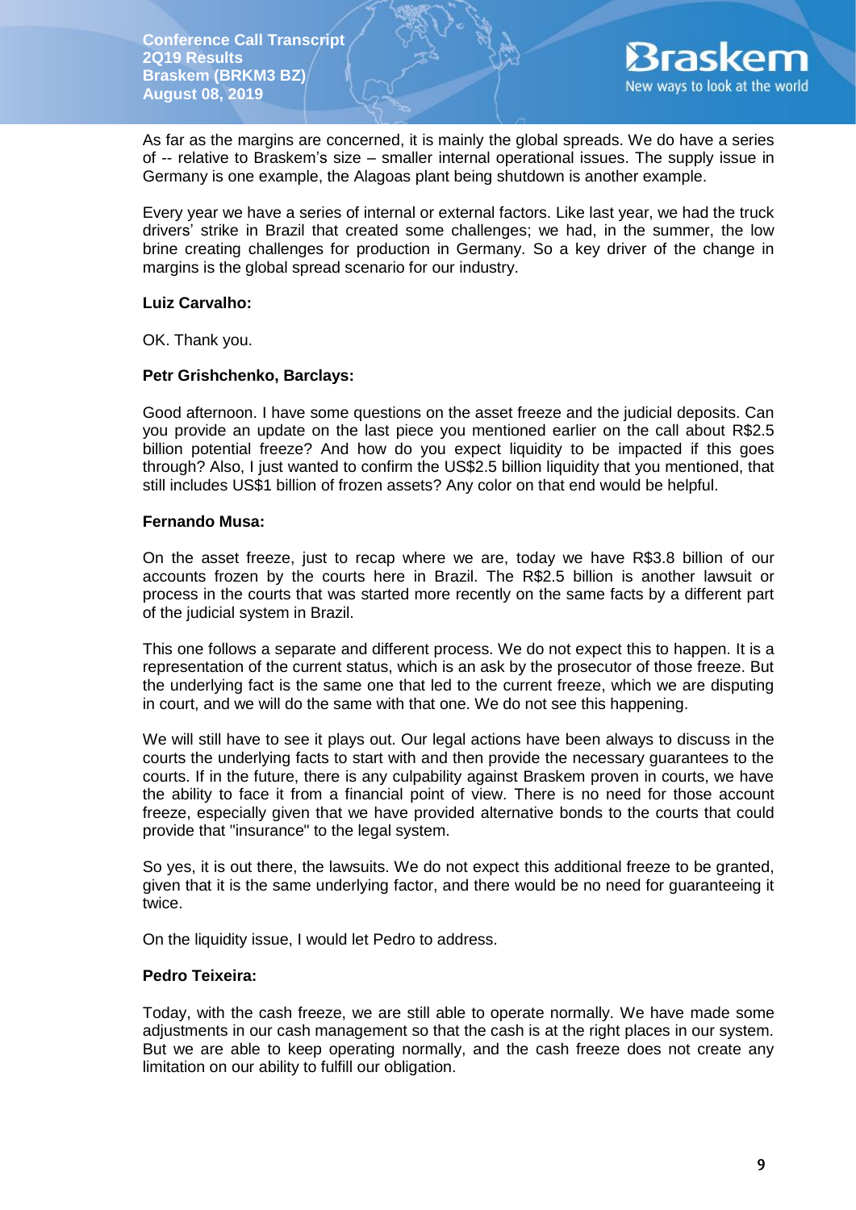As far as the margins are concerned, it is mainly the global spreads. We do have a series of -- relative to Braskem's size – smaller internal operational issues. The supply issue in Germany is one example, the Alagoas plant being shutdown is another example.

Every year we have a series of internal or external factors. Like last year, we had the truck drivers' strike in Brazil that created some challenges; we had, in the summer, the low brine creating challenges for production in Germany. So a key driver of the change in margins is the global spread scenario for our industry.

**Luiz Carvalho:**

OK. Thank you.

**Petr Grishchenko, Barclays:**

Good afternoon. I have some questions on the asset freeze and the judicial deposits. Can you provide an update on the last piece you mentioned earlier on the call about R$2.5 billion potential freeze? And how do you expect liquidity to be impacted if this goes through? Also, I just wanted to confirm the US$2.5 billion liquidity that you mentioned, that still includes US$1 billion of frozen assets? Any color on that end would be helpful.

**Fernando Musa:**

On the asset freeze, just to recap where we are, today we have R$3.8 billion of our accounts frozen by the courts here in Brazil. The R$2.5 billion is another lawsuit or process in the courts that was started more recently on the same facts by a different part of the judicial system in Brazil.

This one follows a separate and different process. We do not expect this to happen. It is a representation of the current status, which is an ask by the prosecutor of those freeze. But the underlying fact is the same one that led to the current freeze, which we are disputing in court, and we will do the same with that one. We do not see this happening.

We will still have to see it plays out. Our legal actions have been always to discuss in the courts the underlying facts to start with and then provide the necessary guarantees to the courts. If in the future, there is any culpability against Braskem proven in courts, we have the ability to face it from a financial point of view. There is no need for those account freeze, especially given that we have provided alternative bonds to the courts that could provide that "insurance" to the legal system.

So yes, it is out there, the lawsuits. We do not expect this additional freeze to be granted, given that it is the same underlying factor, and there would be no need for guaranteeing it twice.

On the liquidity issue, I would let Pedro to address.

**Pedro Teixeira:**

Today, with the cash freeze, we are still able to operate normally. We have made some adjustments in our cash management so that the cash is at the right places in our system. But we are able to keep operating normally, and the cash freeze does not create any limitation on our ability to fulfill our obligation.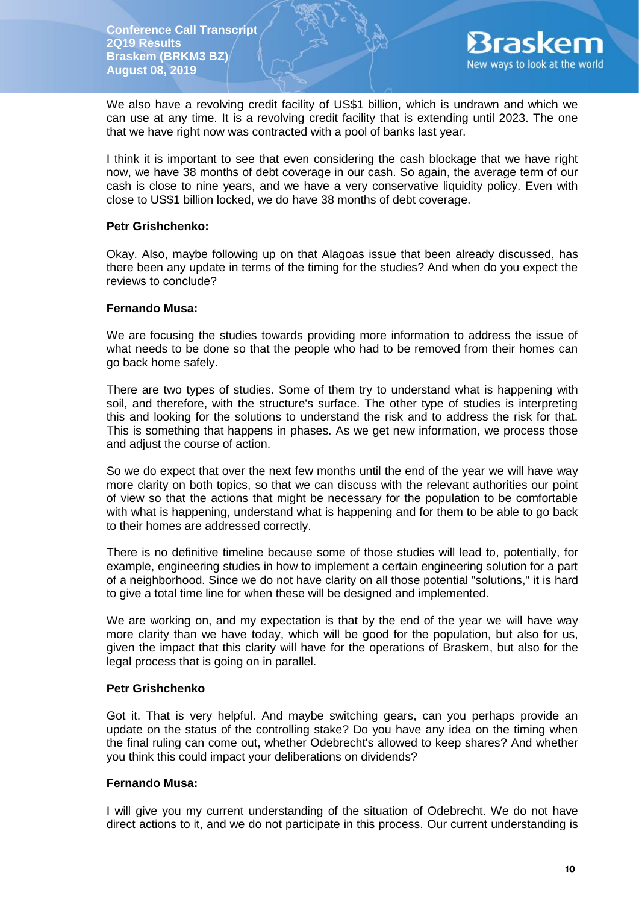We also have a revolving credit facility of US$1 billion, which is undrawn and which we can use at any time. It is a revolving credit facility that is extending until 2023. The one that we have right now was contracted with a pool of banks last year.

I think it is important to see that even considering the cash blockage that we have right now, we have 38 months of debt coverage in our cash. So again, the average term of our cash is close to nine years, and we have a very conservative liquidity policy. Even with close to US$1 billion locked, we do have 38 months of debt coverage.

**Petr Grishchenko:**

Okay. Also, maybe following up on that Alagoas issue that been already discussed, has there been any update in terms of the timing for the studies? And when do you expect the reviews to conclude?

**Fernando Musa:**

We are focusing the studies towards providing more information to address the issue of what needs to be done so that the people who had to be removed from their homes can go back home safely.

There are two types of studies. Some of them try to understand what is happening with soil, and therefore, with the structure's surface. The other type of studies is interpreting this and looking for the solutions to understand the risk and to address the risk for that. This is something that happens in phases. As we get new information, we process those and adjust the course of action.

So we do expect that over the next few months until the end of the year we will have way more clarity on both topics, so that we can discuss with the relevant authorities our point of view so that the actions that might be necessary for the population to be comfortable with what is happening, understand what is happening and for them to be able to go back to their homes are addressed correctly.

There is no definitive timeline because some of those studies will lead to, potentially, for example, engineering studies in how to implement a certain engineering solution for a part of a neighborhood. Since we do not have clarity on all those potential "solutions," it is hard to give a total time line for when these will be designed and implemented.

We are working on, and my expectation is that by the end of the year we will have way more clarity than we have today, which will be good for the population, but also for us, given the impact that this clarity will have for the operations of Braskem, but also for the legal process that is going on in parallel.

**Petr Grishchenko**

Got it. That is very helpful. And maybe switching gears, can you perhaps provide an update on the status of the controlling stake? Do you have any idea on the timing when the final ruling can come out, whether Odebrecht's allowed to keep shares? And whether you think this could impact your deliberations on dividends?

**Fernando Musa:**

I will give you my current understanding of the situation of Odebrecht. We do not have direct actions to it, and we do not participate in this process. Our current understanding is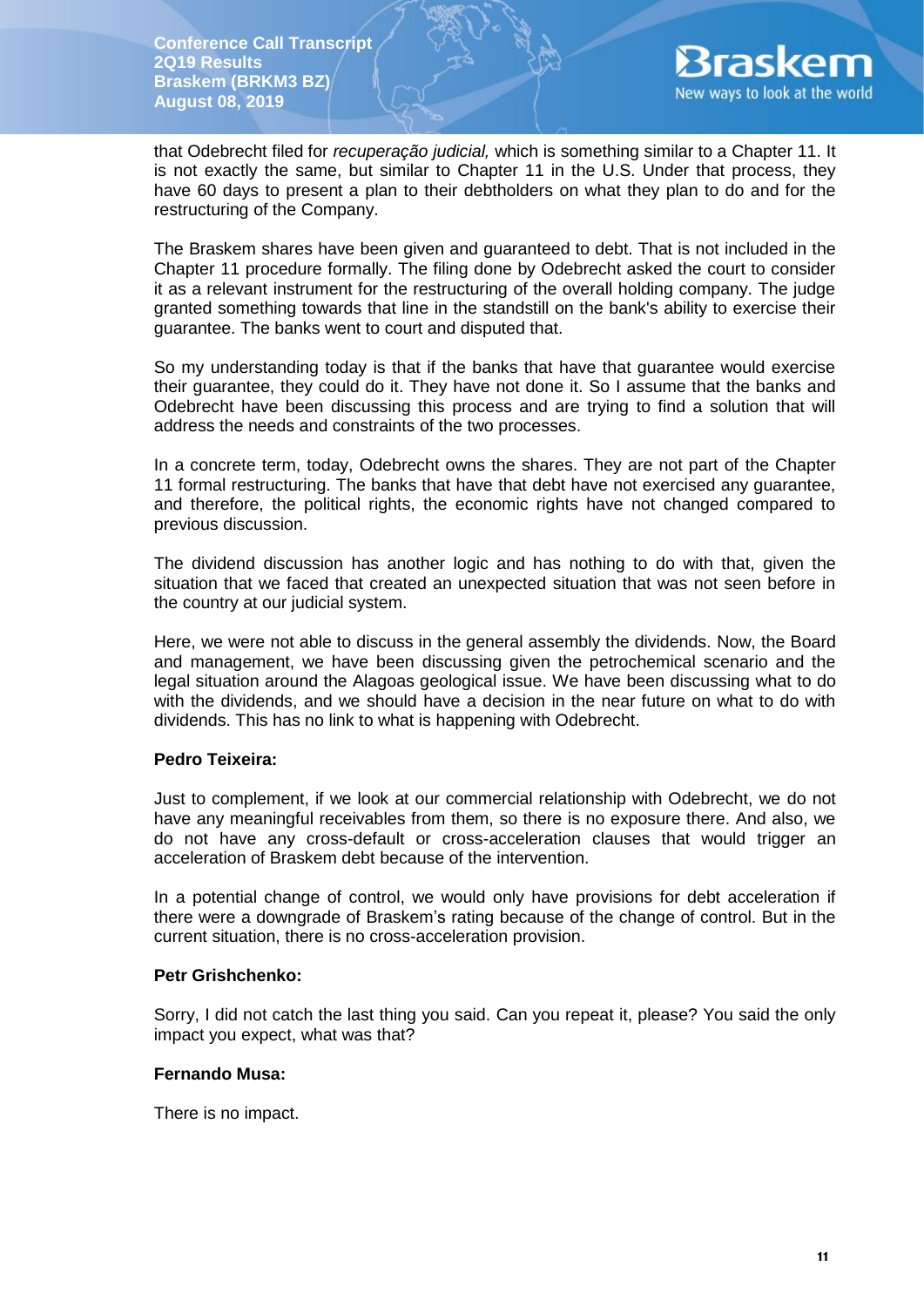that Odebrecht filed for *recuperação judicial,* which is something similar to a Chapter 11. It is not exactly the same, but similar to Chapter 11 in the U.S. Under that process, they have 60 days to present a plan to their debtholders on what they plan to do and for the restructuring of the Company.

The Braskem shares have been given and guaranteed to debt. That is not included in the Chapter 11 procedure formally. The filing done by Odebrecht asked the court to consider it as a relevant instrument for the restructuring of the overall holding company. The judge granted something towards that line in the standstill on the bank's ability to exercise their guarantee. The banks went to court and disputed that.

So my understanding today is that if the banks that have that guarantee would exercise their guarantee, they could do it. They have not done it. So I assume that the banks and Odebrecht have been discussing this process and are trying to find a solution that will address the needs and constraints of the two processes.

In a concrete term, today, Odebrecht owns the shares. They are not part of the Chapter 11 formal restructuring. The banks that have that debt have not exercised any guarantee, and therefore, the political rights, the economic rights have not changed compared to previous discussion.

The dividend discussion has another logic and has nothing to do with that, given the situation that we faced that created an unexpected situation that was not seen before in the country at our judicial system.

Here, we were not able to discuss in the general assembly the dividends. Now, the Board and management, we have been discussing given the petrochemical scenario and the legal situation around the Alagoas geological issue. We have been discussing what to do with the dividends, and we should have a decision in the near future on what to do with dividends. This has no link to what is happening with Odebrecht.

**Pedro Teixeira:**

Just to complement, if we look at our commercial relationship with Odebrecht, we do not have any meaningful receivables from them, so there is no exposure there. And also, we do not have any cross-default or cross-acceleration clauses that would trigger an acceleration of Braskem debt because of the intervention.

In a potential change of control, we would only have provisions for debt acceleration if there were a downgrade of Braskem's rating because of the change of control. But in the current situation, there is no cross-acceleration provision.

**Petr Grishchenko:**

Sorry, I did not catch the last thing you said. Can you repeat it, please? You said the only impact you expect, what was that?

**Fernando Musa:**

There is no impact.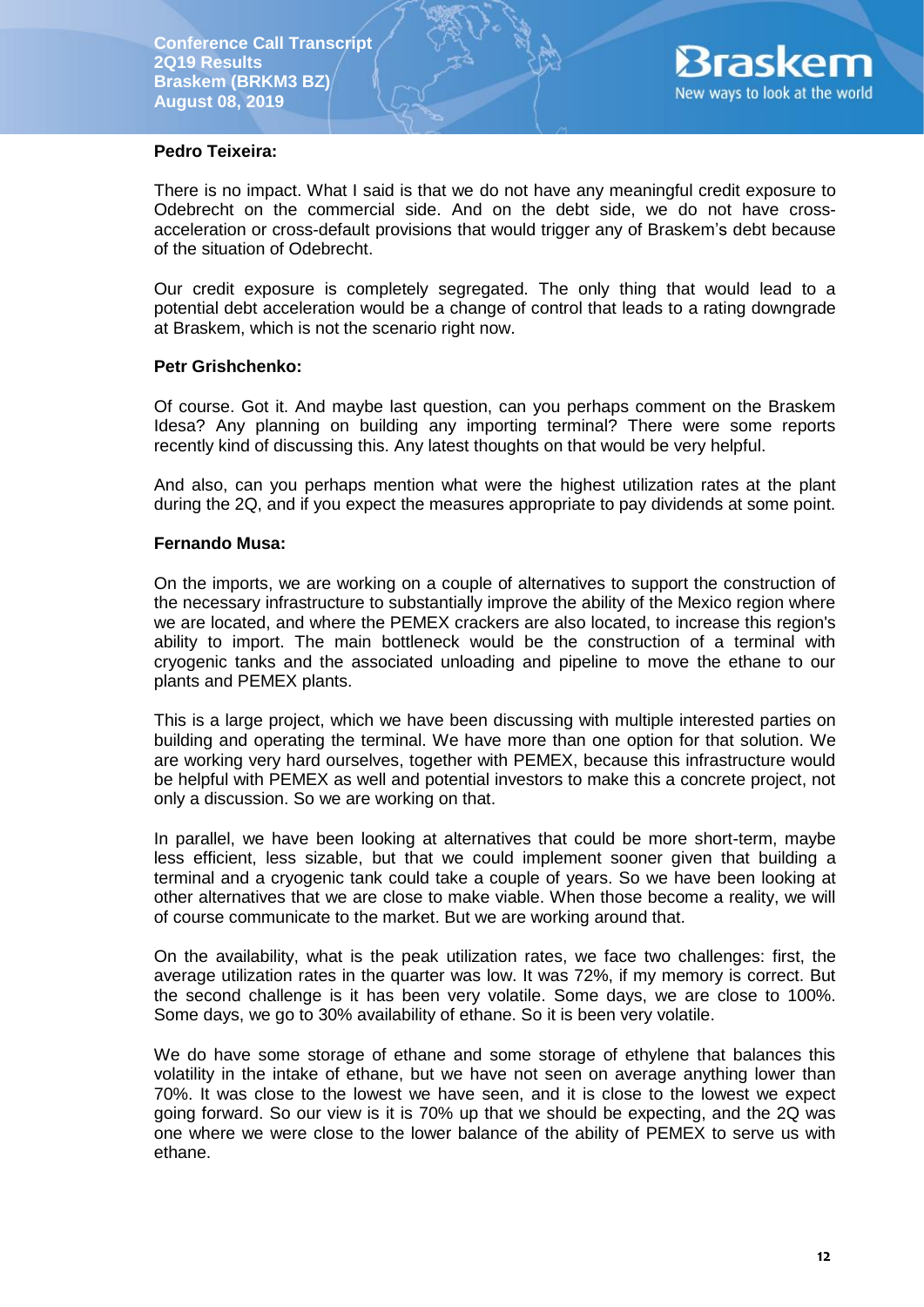**Pedro Teixeira:**

There is no impact. What I said is that we do not have any meaningful credit exposure to Odebrecht on the commercial side. And on the debt side, we do not have cross-acceleration or cross-default provisions that would trigger any of Braskem's debt because of the situation of Odebrecht.

Our credit exposure is completely segregated. The only thing that would lead to a potential debt acceleration would be a change of control that leads to a rating downgrade at Braskem, which is not the scenario right now.

**Petr Grishchenko:**

Of course. Got it. And maybe last question, can you perhaps comment on the Braskem Idesa? Any planning on building any importing terminal? There were some reports recently kind of discussing this. Any latest thoughts on that would be very helpful.

And also, can you perhaps mention what were the highest utilization rates at the plant during the 2Q, and if you expect the measures appropriate to pay dividends at some point.

**Fernando Musa:**

On the imports, we are working on a couple of alternatives to support the construction of the necessary infrastructure to substantially improve the ability of the Mexico region where we are located, and where the PEMEX crackers are also located, to increase this region's ability to import. The main bottleneck would be the construction of a terminal with cryogenic tanks and the associated unloading and pipeline to move the ethane to our plants and PEMEX plants.

This is a large project, which we have been discussing with multiple interested parties on building and operating the terminal. We have more than one option for that solution. We are working very hard ourselves, together with PEMEX, because this infrastructure would be helpful with PEMEX as well and potential investors to make this a concrete project, not only a discussion. So we are working on that.

In parallel, we have been looking at alternatives that could be more short-term, maybe less efficient, less sizable, but that we could implement sooner given that building a terminal and a cryogenic tank could take a couple of years. So we have been looking at other alternatives that we are close to make viable. When those become a reality, we will of course communicate to the market. But we are working around that.

On the availability, what is the peak utilization rates, we face two challenges: first, the average utilization rates in the quarter was low. It was 72%, if my memory is correct. But the second challenge is it has been very volatile. Some days, we are close to 100%. Some days, we go to 30% availability of ethane. So it is been very volatile.

We do have some storage of ethane and some storage of ethylene that balances this volatility in the intake of ethane, but we have not seen on average anything lower than 70%. It was close to the lowest we have seen, and it is close to the lowest we expect going forward. So our view is it is 70% up that we should be expecting, and the 2Q was one where we were close to the lower balance of the ability of PEMEX to serve us with ethane.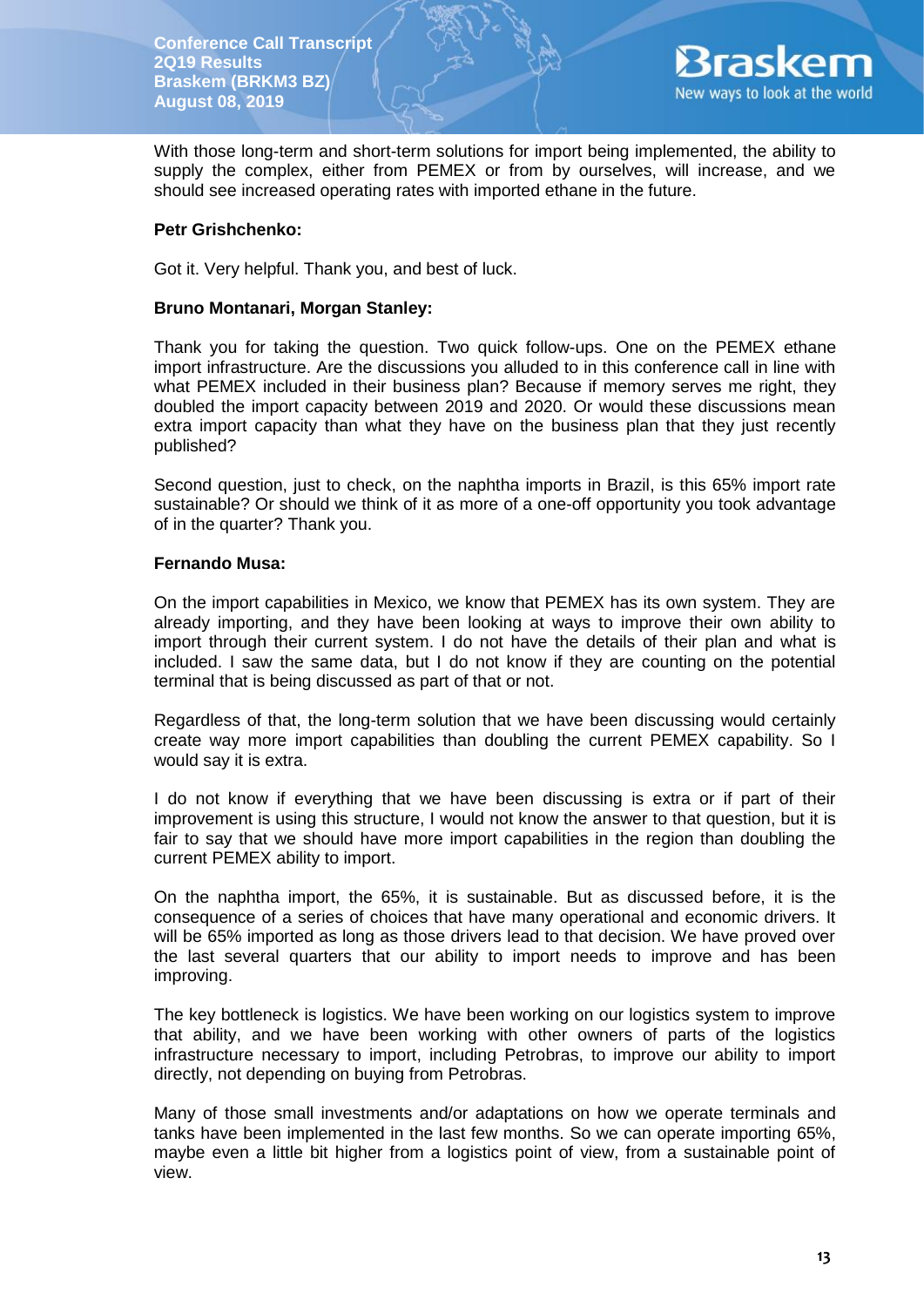With those long-term and short-term solutions for import being implemented, the ability to supply the complex, either from PEMEX or from by ourselves, will increase, and we should see increased operating rates with imported ethane in the future.

**Petr Grishchenko:**

Got it. Very helpful. Thank you, and best of luck.

**Bruno Montanari, Morgan Stanley:**

Thank you for taking the question. Two quick follow-ups. One on the PEMEX ethane import infrastructure. Are the discussions you alluded to in this conference call in line with what PEMEX included in their business plan? Because if memory serves me right, they doubled the import capacity between 2019 and 2020. Or would these discussions mean extra import capacity than what they have on the business plan that they just recently published?

Second question, just to check, on the naphtha imports in Brazil, is this 65% import rate sustainable? Or should we think of it as more of a one-off opportunity you took advantage of in the quarter? Thank you.

**Fernando Musa:**

On the import capabilities in Mexico, we know that PEMEX has its own system. They are already importing, and they have been looking at ways to improve their own ability to import through their current system. I do not have the details of their plan and what is included. I saw the same data, but I do not know if they are counting on the potential terminal that is being discussed as part of that or not.

Regardless of that, the long-term solution that we have been discussing would certainly create way more import capabilities than doubling the current PEMEX capability. So I would say it is extra.

I do not know if everything that we have been discussing is extra or if part of their improvement is using this structure, I would not know the answer to that question, but it is fair to say that we should have more import capabilities in the region than doubling the current PEMEX ability to import.

On the naphtha import, the 65%, it is sustainable. But as discussed before, it is the consequence of a series of choices that have many operational and economic drivers. It will be 65% imported as long as those drivers lead to that decision. We have proved over the last several quarters that our ability to import needs to improve and has been improving.

The key bottleneck is logistics. We have been working on our logistics system to improve that ability, and we have been working with other owners of parts of the logistics infrastructure necessary to import, including Petrobras, to improve our ability to import directly, not depending on buying from Petrobras.

Many of those small investments and/or adaptations on how we operate terminals and tanks have been implemented in the last few months. So we can operate importing 65%, maybe even a little bit higher from a logistics point of view, from a sustainable point of view.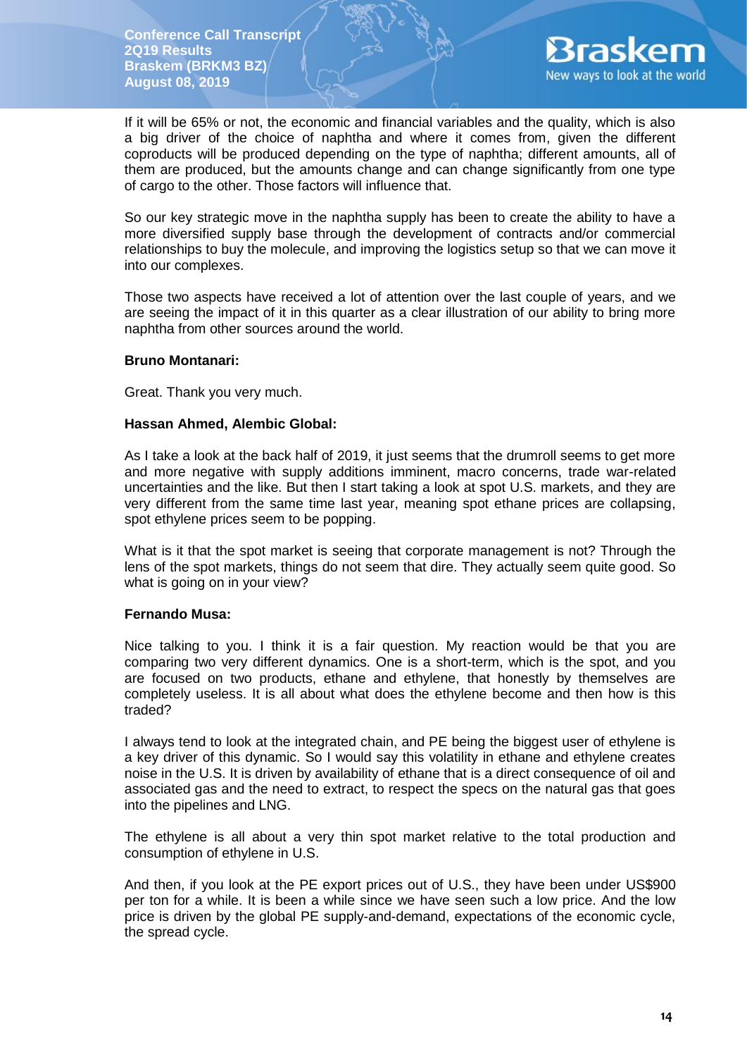If it will be 65% or not, the economic and financial variables and the quality, which is also a big driver of the choice of naphtha and where it comes from, given the different coproducts will be produced depending on the type of naphtha; different amounts, all of them are produced, but the amounts change and can change significantly from one type of cargo to the other. Those factors will influence that.

So our key strategic move in the naphtha supply has been to create the ability to have a more diversified supply base through the development of contracts and/or commercial relationships to buy the molecule, and improving the logistics setup so that we can move it into our complexes.

Those two aspects have received a lot of attention over the last couple of years, and we are seeing the impact of it in this quarter as a clear illustration of our ability to bring more naphtha from other sources around the world.

**Bruno Montanari:**

Great. Thank you very much.

**Hassan Ahmed, Alembic Global:**

As I take a look at the back half of 2019, it just seems that the drumroll seems to get more and more negative with supply additions imminent, macro concerns, trade war-related uncertainties and the like. But then I start taking a look at spot U.S. markets, and they are very different from the same time last year, meaning spot ethane prices are collapsing, spot ethylene prices seem to be popping.

What is it that the spot market is seeing that corporate management is not? Through the lens of the spot markets, things do not seem that dire. They actually seem quite good. So what is going on in your view?

**Fernando Musa:**

Nice talking to you. I think it is a fair question. My reaction would be that you are comparing two very different dynamics. One is a short-term, which is the spot, and you are focused on two products, ethane and ethylene, that honestly by themselves are completely useless. It is all about what does the ethylene become and then how is this traded?

I always tend to look at the integrated chain, and PE being the biggest user of ethylene is a key driver of this dynamic. So I would say this volatility in ethane and ethylene creates noise in the U.S. It is driven by availability of ethane that is a direct consequence of oil and associated gas and the need to extract, to respect the specs on the natural gas that goes into the pipelines and LNG.

The ethylene is all about a very thin spot market relative to the total production and consumption of ethylene in U.S.

And then, if you look at the PE export prices out of U.S., they have been under US$900 per ton for a while. It is been a while since we have seen such a low price. And the low price is driven by the global PE supply-and-demand, expectations of the economic cycle, the spread cycle.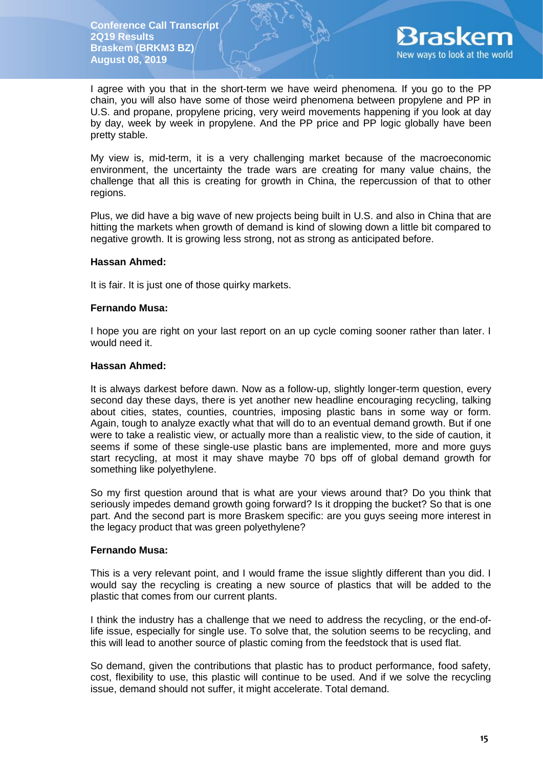I agree with you that in the short-term we have weird phenomena. If you go to the PP chain, you will also have some of those weird phenomena between propylene and PP in U.S. and propane, propylene pricing, very weird movements happening if you look at day by day, week by week in propylene. And the PP price and PP logic globally have been pretty stable.

My view is, mid-term, it is a very challenging market because of the macroeconomic environment, the uncertainty the trade wars are creating for many value chains, the challenge that all this is creating for growth in China, the repercussion of that to other regions.

Plus, we did have a big wave of new projects being built in U.S. and also in China that are hitting the markets when growth of demand is kind of slowing down a little bit compared to negative growth. It is growing less strong, not as strong as anticipated before.

**Hassan Ahmed:**

It is fair. It is just one of those quirky markets.

**Fernando Musa:**

I hope you are right on your last report on an up cycle coming sooner rather than later. I would need it.

**Hassan Ahmed:**

It is always darkest before dawn. Now as a follow-up, slightly longer-term question, every second day these days, there is yet another new headline encouraging recycling, talking about cities, states, counties, countries, imposing plastic bans in some way or form. Again, tough to analyze exactly what that will do to an eventual demand growth. But if one were to take a realistic view, or actually more than a realistic view, to the side of caution, it seems if some of these single-use plastic bans are implemented, more and more guys start recycling, at most it may shave maybe 70 bps off of global demand growth for something like polyethylene.

So my first question around that is what are your views around that? Do you think that seriously impedes demand growth going forward? Is it dropping the bucket? So that is one part. And the second part is more Braskem specific: are you guys seeing more interest in the legacy product that was green polyethylene?

**Fernando Musa:**

This is a very relevant point, and I would frame the issue slightly different than you did. I would say the recycling is creating a new source of plastics that will be added to the plastic that comes from our current plants.

I think the industry has a challenge that we need to address the recycling, or the end-of-life issue, especially for single use. To solve that, the solution seems to be recycling, and this will lead to another source of plastic coming from the feedstock that is used flat.

So demand, given the contributions that plastic has to product performance, food safety, cost, flexibility to use, this plastic will continue to be used. And if we solve the recycling issue, demand should not suffer, it might accelerate. Total demand.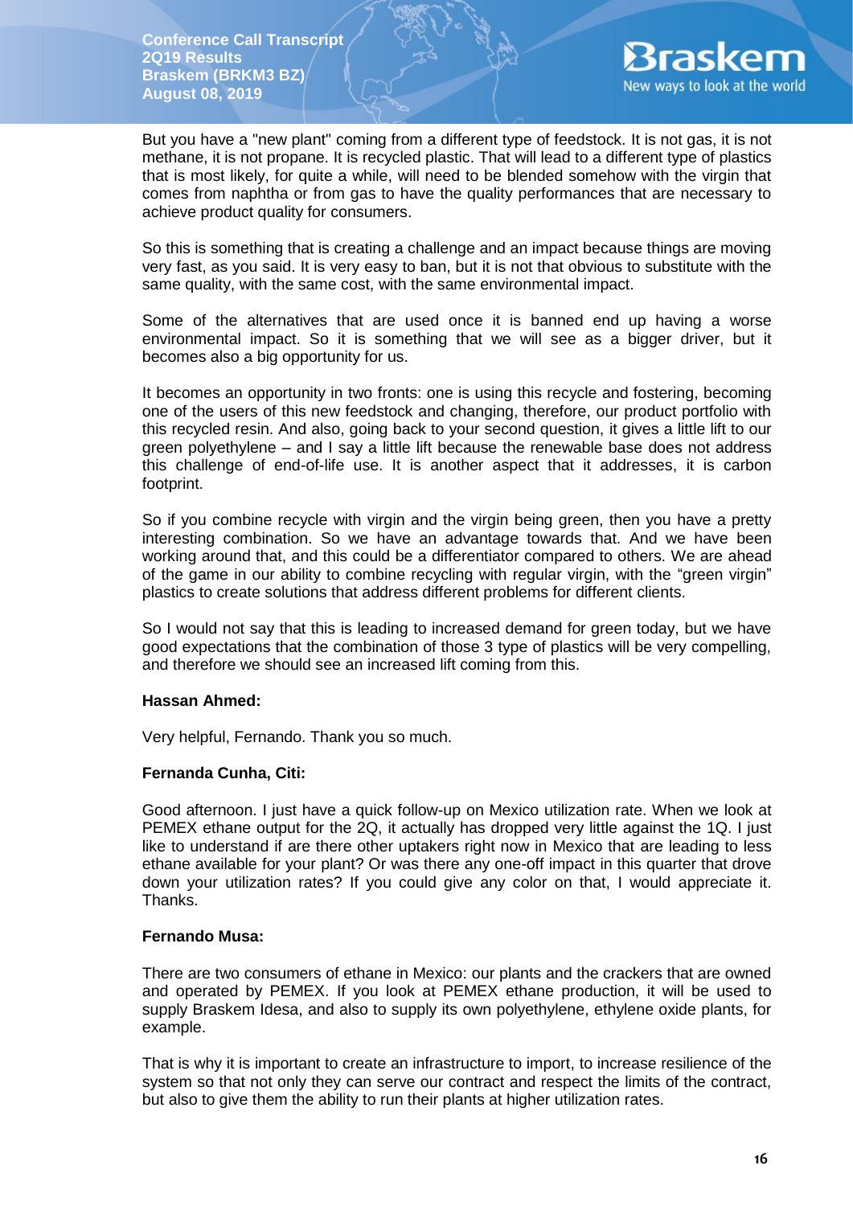But you have a "new plant" coming from a different type of feedstock. It is not gas, it is not methane, it is not propane. It is recycled plastic. That will lead to a different type of plastics that is most likely, for quite a while, will need to be blended somehow with the virgin that comes from naphtha or from gas to have the quality performances that are necessary to achieve product quality for consumers.

So this is something that is creating a challenge and an impact because things are moving very fast, as you said. It is very easy to ban, but it is not that obvious to substitute with the same quality, with the same cost, with the same environmental impact.

Some of the alternatives that are used once it is banned end up having a worse environmental impact. So it is something that we will see as a bigger driver, but it becomes also a big opportunity for us.

It becomes an opportunity in two fronts: one is using this recycle and fostering, becoming one of the users of this new feedstock and changing, therefore, our product portfolio with this recycled resin. And also, going back to your second question, it gives a little lift to our green polyethylene – and I say a little lift because the renewable base does not address this challenge of end-of-life use. It is another aspect that it addresses, it is carbon footprint.

So if you combine recycle with virgin and the virgin being green, then you have a pretty interesting combination. So we have an advantage towards that. And we have been working around that, and this could be a differentiator compared to others. We are ahead of the game in our ability to combine recycling with regular virgin, with the "green virgin" plastics to create solutions that address different problems for different clients.

So I would not say that this is leading to increased demand for green today, but we have good expectations that the combination of those 3 type of plastics will be very compelling, and therefore we should see an increased lift coming from this.

**Hassan Ahmed:**

Very helpful, Fernando. Thank you so much.

**Fernanda Cunha, Citi:**

Good afternoon. I just have a quick follow-up on Mexico utilization rate. When we look at PEMEX ethane output for the 2Q, it actually has dropped very little against the 1Q. I just like to understand if are there other uptakers right now in Mexico that are leading to less ethane available for your plant? Or was there any one-off impact in this quarter that drove down your utilization rates? If you could give any color on that, I would appreciate it. Thanks.

**Fernando Musa:**

There are two consumers of ethane in Mexico: our plants and the crackers that are owned and operated by PEMEX. If you look at PEMEX ethane production, it will be used to supply Braskem Idesa, and also to supply its own polyethylene, ethylene oxide plants, for example.

That is why it is important to create an infrastructure to import, to increase resilience of the system so that not only they can serve our contract and respect the limits of the contract, but also to give them the ability to run their plants at higher utilization rates.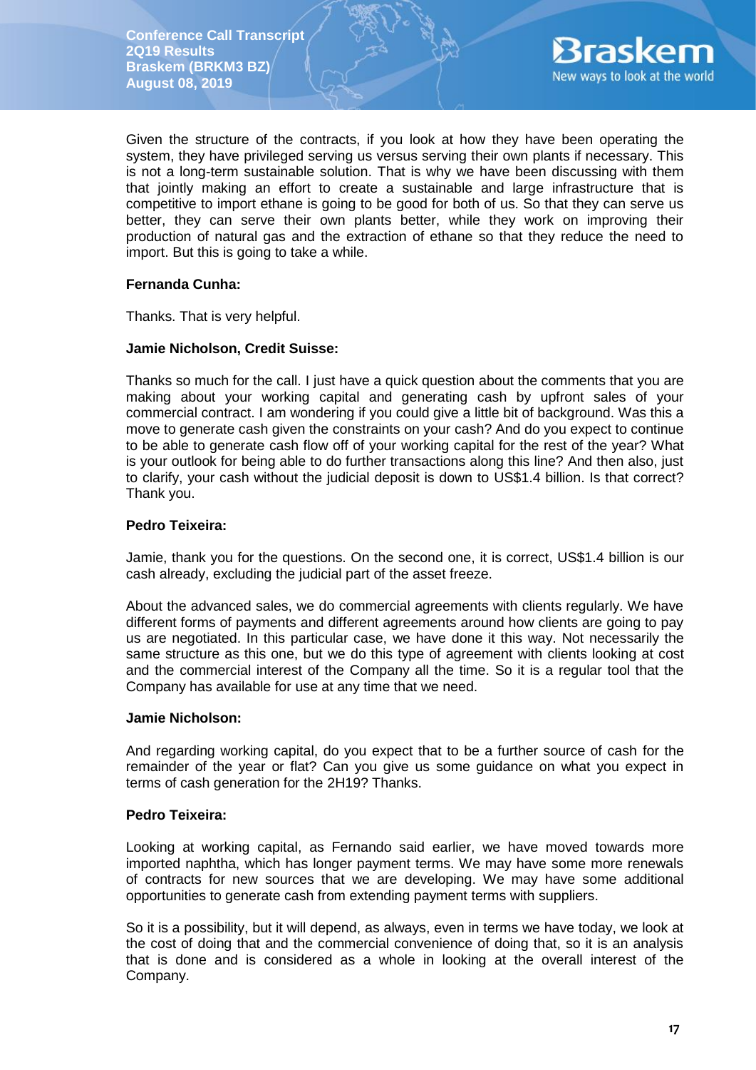Given the structure of the contracts, if you look at how they have been operating the system, they have privileged serving us versus serving their own plants if necessary. This is not a long-term sustainable solution. That is why we have been discussing with them that jointly making an effort to create a sustainable and large infrastructure that is competitive to import ethane is going to be good for both of us. So that they can serve us better, they can serve their own plants better, while they work on improving their production of natural gas and the extraction of ethane so that they reduce the need to import. But this is going to take a while.

**Fernanda Cunha:**

Thanks. That is very helpful.

**Jamie Nicholson, Credit Suisse:**

Thanks so much for the call. I just have a quick question about the comments that you are making about your working capital and generating cash by upfront sales of your commercial contract. I am wondering if you could give a little bit of background. Was this a move to generate cash given the constraints on your cash? And do you expect to continue to be able to generate cash flow off of your working capital for the rest of the year? What is your outlook for being able to do further transactions along this line? And then also, just to clarify, your cash without the judicial deposit is down to US$1.4 billion. Is that correct? Thank you.

**Pedro Teixeira:**

Jamie, thank you for the questions. On the second one, it is correct, US$1.4 billion is our cash already, excluding the judicial part of the asset freeze.

About the advanced sales, we do commercial agreements with clients regularly. We have different forms of payments and different agreements around how clients are going to pay us are negotiated. In this particular case, we have done it this way. Not necessarily the same structure as this one, but we do this type of agreement with clients looking at cost and the commercial interest of the Company all the time. So it is a regular tool that the Company has available for use at any time that we need.

**Jamie Nicholson:**

And regarding working capital, do you expect that to be a further source of cash for the remainder of the year or flat? Can you give us some guidance on what you expect in terms of cash generation for the 2H19? Thanks.

**Pedro Teixeira:**

Looking at working capital, as Fernando said earlier, we have moved towards more imported naphtha, which has longer payment terms. We may have some more renewals of contracts for new sources that we are developing. We may have some additional opportunities to generate cash from extending payment terms with suppliers.

So it is a possibility, but it will depend, as always, even in terms we have today, we look at the cost of doing that and the commercial convenience of doing that, so it is an analysis that is done and is considered as a whole in looking at the overall interest of the Company.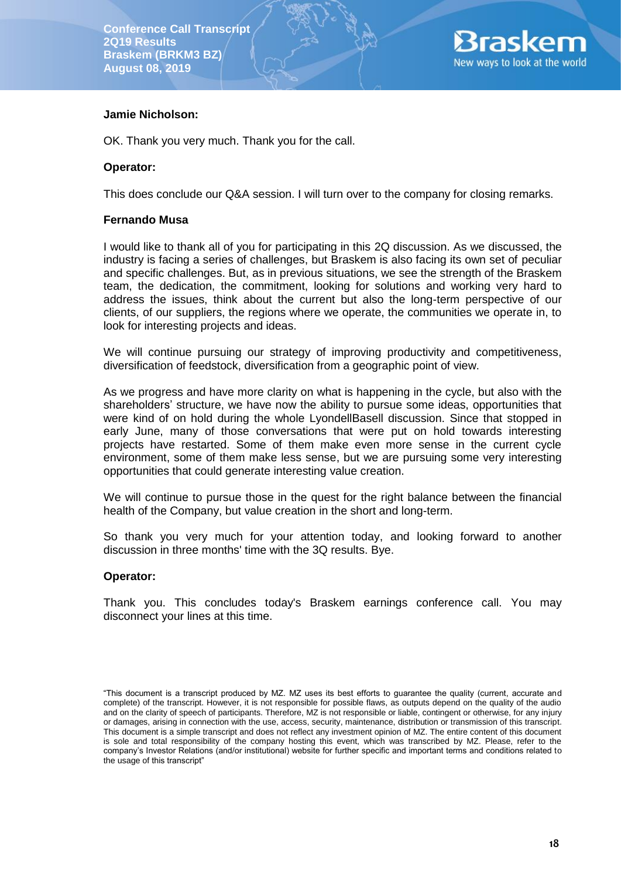**Jamie Nicholson:**

OK. Thank you very much. Thank you for the call.

**Operator:**

This does conclude our Q&A session. I will turn over to the company for closing remarks.

**Fernando Musa**

I would like to thank all of you for participating in this 2Q discussion. As we discussed, the industry is facing a series of challenges, but Braskem is also facing its own set of peculiar and specific challenges. But, as in previous situations, we see the strength of the Braskem team, the dedication, the commitment, looking for solutions and working very hard to address the issues, think about the current but also the long-term perspective of our clients, of our suppliers, the regions where we operate, the communities we operate in, to look for interesting projects and ideas.

We will continue pursuing our strategy of improving productivity and competitiveness, diversification of feedstock, diversification from a geographic point of view.

As we progress and have more clarity on what is happening in the cycle, but also with the shareholders' structure, we have now the ability to pursue some ideas, opportunities that were kind of on hold during the whole LyondellBasell discussion. Since that stopped in early June, many of those conversations that were put on hold towards interesting projects have restarted. Some of them make even more sense in the current cycle environment, some of them make less sense, but we are pursuing some very interesting opportunities that could generate interesting value creation.

We will continue to pursue those in the quest for the right balance between the financial health of the Company, but value creation in the short and long-term.

So thank you very much for your attention today, and looking forward to another discussion in three months' time with the 3Q results. Bye.

**Operator:**

Thank you. This concludes today's Braskem earnings conference call. You may disconnect your lines at this time.

"This document is a transcript produced by MZ. MZ uses its best efforts to guarantee the quality (current, accurate and complete) of the transcript. However, it is not responsible for possible flaws, as outputs depend on the quality of the audio and on the clarity of speech of participants. Therefore, MZ is not responsible or liable, contingent or otherwise, for any injury or damages, arising in connection with the use, access, security, maintenance, distribution or transmission of this transcript. This document is a simple transcript and does not reflect any investment opinion of MZ. The entire content of this document is sole and total responsibility of the company hosting this event, which was transcribed by MZ. Please, refer to the company's Investor Relations (and/or institutional) website for further specific and important terms and conditions related to the usage of this transcript"